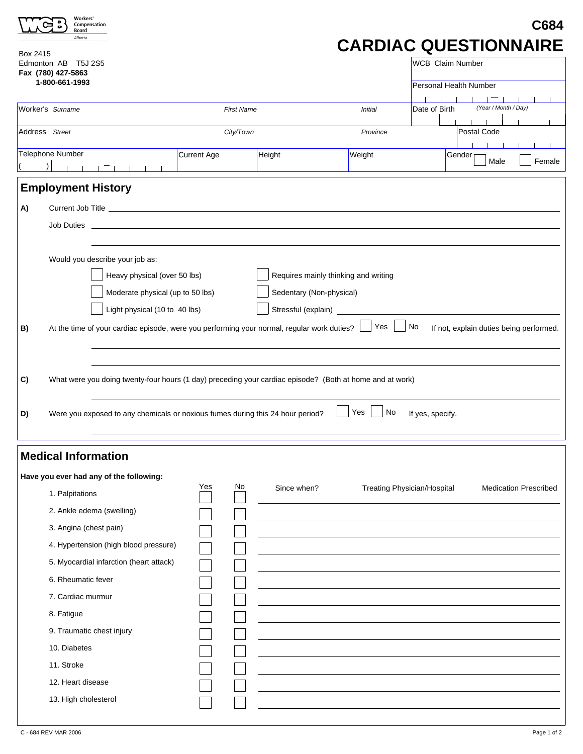Workers' Compensation Board
Alberta

Box 2415
Edmonton AB T5J 2S5
**Fax (780) 427-5863**
**1-800-661-1993**

**C684**

# CARDIAC QUESTIONNAIRE

| WCB Claim Number |
|---|
| Personal Health Number |

| Worker's *Surname* | *First Name* | *Initial* | Date of Birth *(Year / Month / Day)* |
|---|---|---|---|
| Address *Street* | *City/Town* | *Province* | Postal Code |
| Telephone Number ( ) | Current Age | Height | Weight | Gender ☐ Male ☐ Female |

## Employment History

**A)** Current Job Title ______________________________

Job Duties ______________________________

______________________________

Would you describe your job as:

☐ Heavy physical (over 50 lbs) ☐ Requires mainly thinking and writing

☐ Moderate physical (up to 50 lbs) ☐ Sedentary (Non-physical)

☐ Light physical (10 to 40 lbs) ☐ Stressful (explain) ______________________________

**B)** At the time of your cardiac episode, were you performing your normal, regular work duties? ☐ Yes ☐ No If not, explain duties being performed.

______________________________

______________________________

**C)** What were you doing twenty-four hours (1 day) preceding your cardiac episode? (Both at home and at work)

______________________________

**D)** Were you exposed to any chemicals or noxious fumes during this 24 hour period? ☐ Yes ☐ No If yes, specify.

______________________________

## Medical Information

**Have you ever had any of the following:**

| | Yes | No | Since when? | Treating Physician/Hospital | Medication Prescribed |
|---|---|---|---|---|---|
| 1. Palpitations | ☐ | ☐ | | | |
| 2. Ankle edema (swelling) | ☐ | ☐ | | | |
| 3. Angina (chest pain) | ☐ | ☐ | | | |
| 4. Hypertension (high blood pressure) | ☐ | ☐ | | | |
| 5. Myocardial infarction (heart attack) | ☐ | ☐ | | | |
| 6. Rheumatic fever | ☐ | ☐ | | | |
| 7. Cardiac murmur | ☐ | ☐ | | | |
| 8. Fatigue | ☐ | ☐ | | | |
| 9. Traumatic chest injury | ☐ | ☐ | | | |
| 10. Diabetes | ☐ | ☐ | | | |
| 11. Stroke | ☐ | ☐ | | | |
| 12. Heart disease | ☐ | ☐ | | | |
| 13. High cholesterol | ☐ | ☐ | | | |

C - 684 REV MAR 2006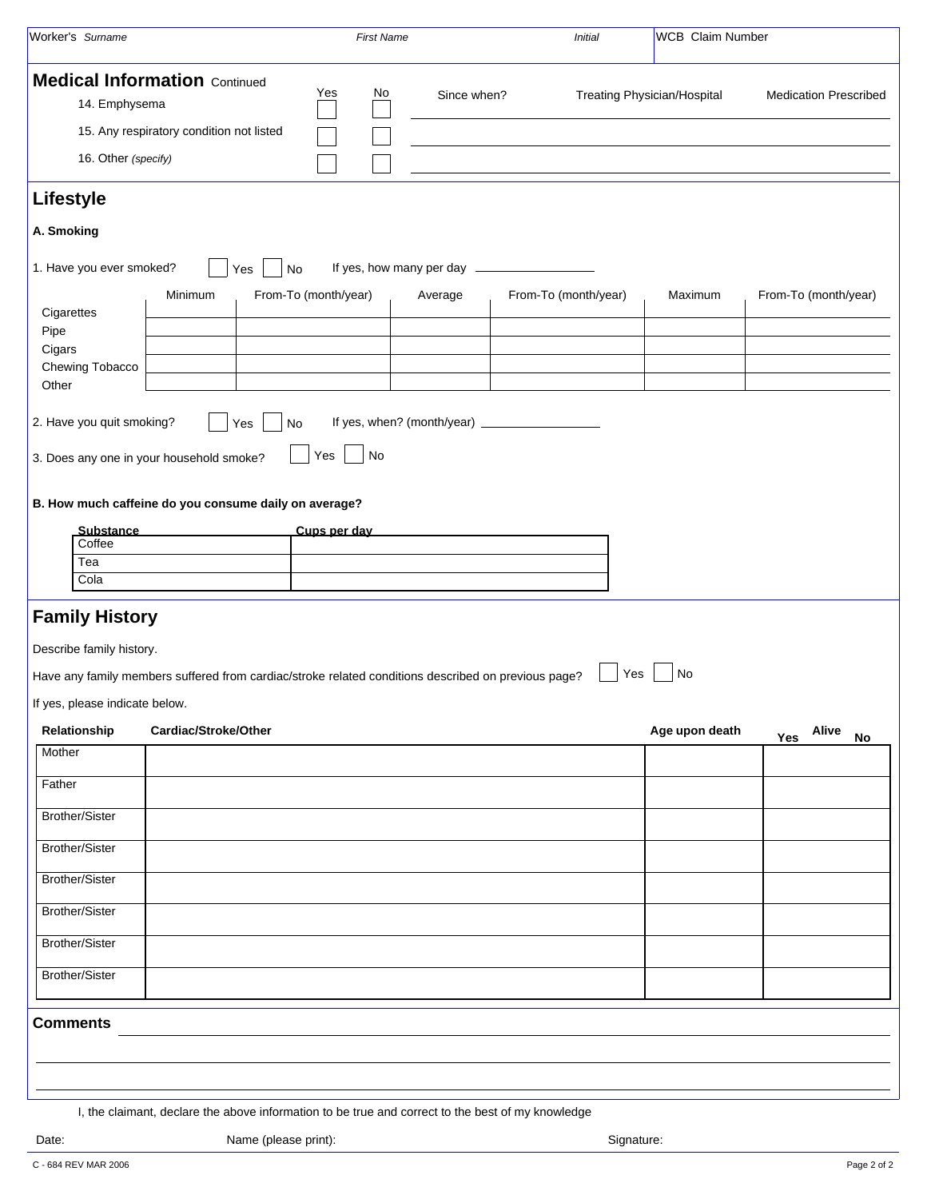| Worker's *Surname* | *First Name* | *Initial* | WCB Claim Number |
|---|---|---|---|
| | | | |

## Medical Information Continued

| | Yes | No | Since when? | Treating Physician/Hospital | Medication Prescribed |
|---|---|---|---|---|---|
| 14. Emphysema | ☐ | ☐ | | | |
| 15. Any respiratory condition not listed | ☐ | ☐ | | | |
| 16. Other *(specify)* | ☐ | ☐ | | | |

## Lifestyle

**A. Smoking**

1. Have you ever smoked? ☐ Yes ☐ No If yes, how many per day ____________

| | Minimum | From-To (month/year) | Average | From-To (month/year) | Maximum | From-To (month/year) |
|---|---|---|---|---|---|---|
| Cigarettes | | | | | | |
| Pipe | | | | | | |
| Cigars | | | | | | |
| Chewing Tobacco | | | | | | |
| Other | | | | | | |

2. Have you quit smoking? ☐ Yes ☐ No If yes, when? (month/year) ____________

3. Does any one in your household smoke? ☐ Yes ☐ No

**B. How much caffeine do you consume daily on average?**

| Substance | Cups per day |
|---|---|
| Coffee | |
| Tea | |
| Cola | |

## Family History

Describe family history.

Have any family members suffered from cardiac/stroke related conditions described on previous page? ☐ Yes ☐ No

If yes, please indicate below.

| Relationship | Cardiac/Stroke/Other | Age upon death | Alive Yes | Alive No |
|---|---|---|---|---|
| Mother | | | | |
| Father | | | | |
| Brother/Sister | | | | |
| Brother/Sister | | | | |
| Brother/Sister | | | | |
| Brother/Sister | | | | |
| Brother/Sister | | | | |
| Brother/Sister | | | | |

## Comments

____________________________________________

____________________________________________

____________________________________________

I, the claimant, declare the above information to be true and correct to the best of my knowledge

Date: Name (please print): Signature:

C - 684 REV MAR 2006